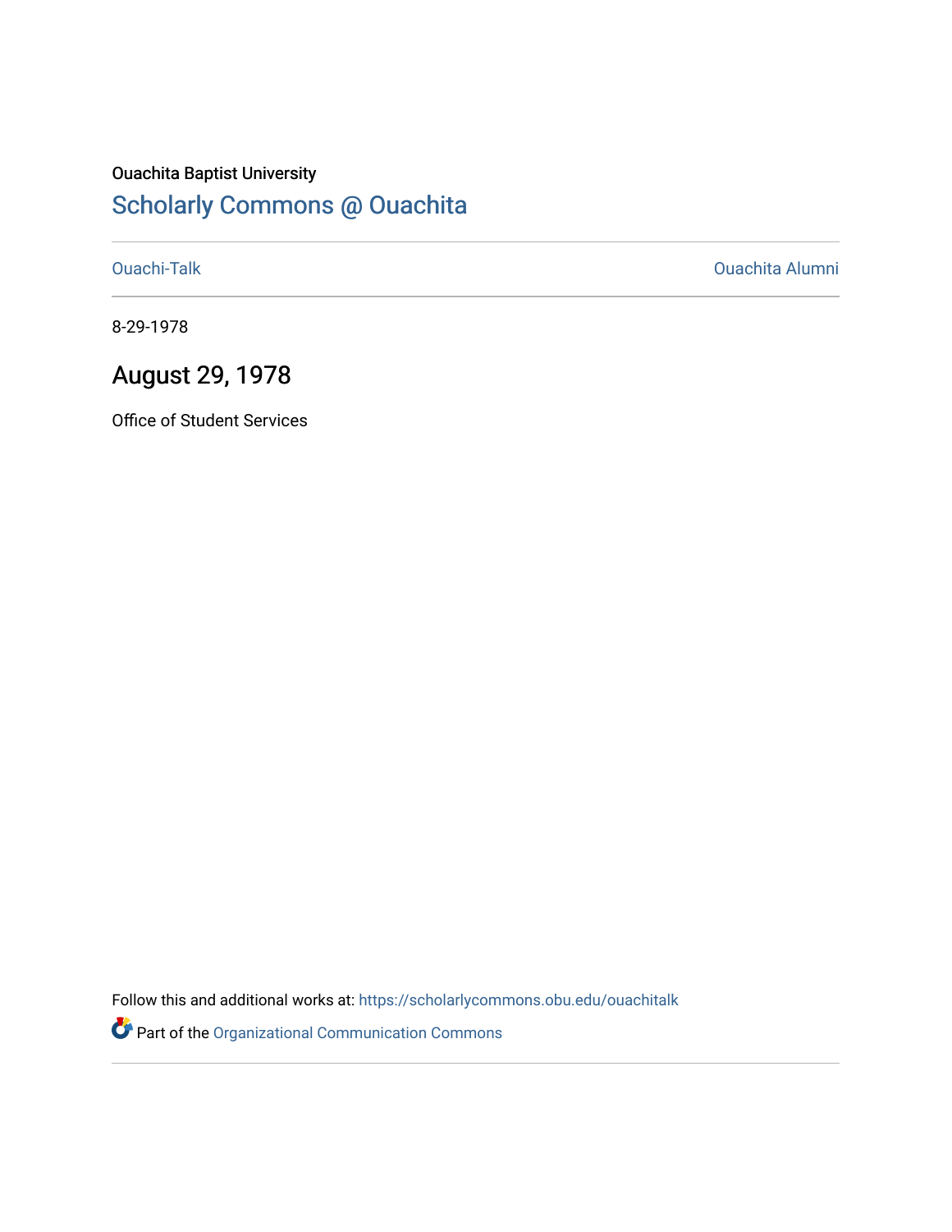Ouachita Baptist University

# Scholarly Commons @ Ouachita

Ouachi-Talk | Ouachita Alumni

8-29-1978

## August 29, 1978

Office of Student Services

Follow this and additional works at: https://scholarlycommons.obu.edu/ouachitalk

Part of the Organizational Communication Commons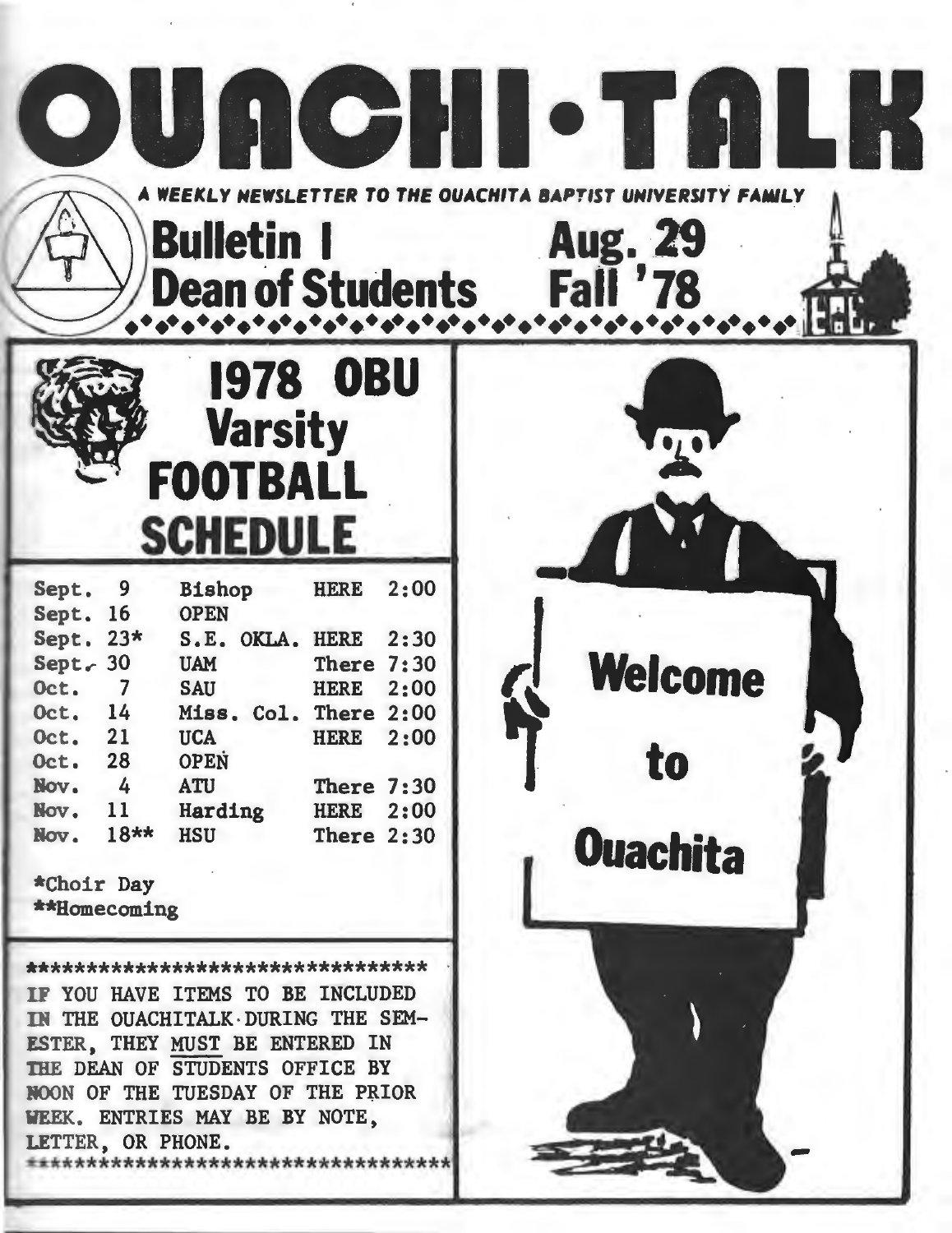# OUACHI·TALK

*A WEEKLY NEWSLETTER TO THE OUACHITA BAPTIST UNIVERSITY FAMILY*

**Bulletin I** **Aug. 29**
**Dean of Students** **Fall '78**

## 1978 OBU Varsity FOOTBALL SCHEDULE

| | | | |
|---|---|---|---|
| Sept. 9 | Bishop | HERE | 2:00 |
| Sept. 16 | OPEN | | |
| Sept. 23* | S.E. OKLA. | HERE | 2:30 |
| Sept. 30 | UAM | There | 7:30 |
| Oct. 7 | SAU | HERE | 2:00 |
| Oct. 14 | Miss. Col. | There | 2:00 |
| Oct. 21 | UCA | HERE | 2:00 |
| Oct. 28 | OPEN | | |
| Nov. 4 | ATU | There | 7:30 |
| Nov. 11 | Harding | HERE | 2:00 |
| Nov. 18** | HSU | There | 2:30 |

*Choir Day
**Homecoming

**********************************
IF YOU HAVE ITEMS TO BE INCLUDED IN THE OUACHITALK DURING THE SEMESTER, THEY MUST BE ENTERED IN THE DEAN OF STUDENTS OFFICE BY NOON OF THE TUESDAY OF THE PRIOR WEEK. ENTRIES MAY BE BY NOTE, LETTER, OR PHONE.
**********************************

Welcome to Ouachita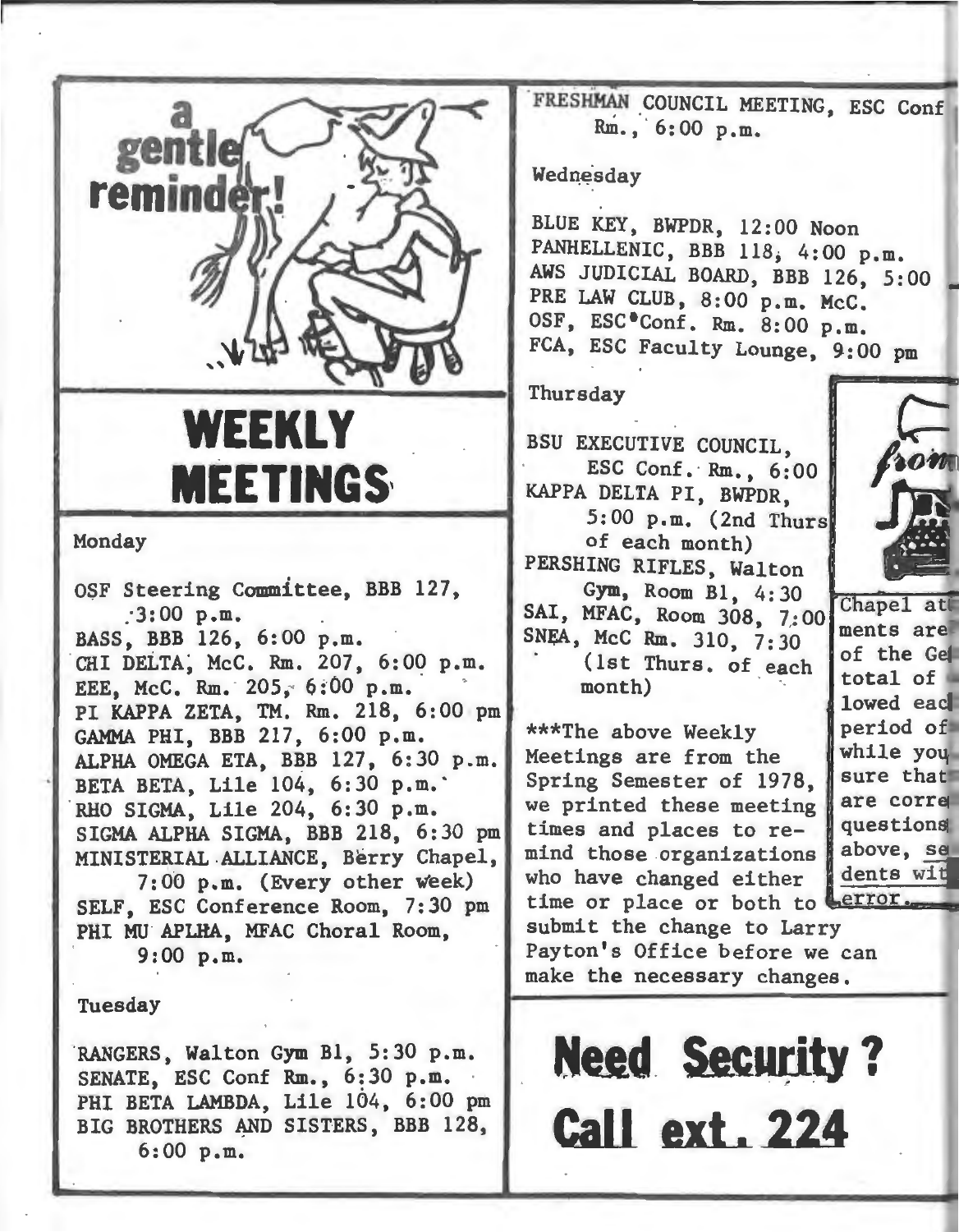a gentle reminder!

# WEEKLY MEETINGS

### Monday

OSF Steering Committee, BBB 127, 3:00 p.m.
BASS, BBB 126, 6:00 p.m.
CHI DELTA, McC. Rm. 207, 6:00 p.m.
EEE, McC. Rm. 205, 6:00 p.m.
PI KAPPA ZETA, TM. Rm. 218, 6:00 pm
GAMMA PHI, BBB 217, 6:00 p.m.
ALPHA OMEGA ETA, BBB 127, 6:30 p.m.
BETA BETA, Lile 104, 6:30 p.m.
RHO SIGMA, Lile 204, 6:30 p.m.
SIGMA ALPHA SIGMA, BBB 218, 6:30 pm
MINISTERIAL ALLIANCE, Berry Chapel, 7:00 p.m. (Every other week)
SELF, ESC Conference Room, 7:30 pm
PHI MU APLHA, MFAC Choral Room, 9:00 p.m.

### Tuesday

RANGERS, Walton Gym B1, 5:30 p.m.
SENATE, ESC Conf Rm., 6:30 p.m.
PHI BETA LAMBDA, Lile 104, 6:00 pm
BIG BROTHERS AND SISTERS, BBB 128, 6:00 p.m.
FRESHMAN COUNCIL MEETING, ESC Conf Rm., 6:00 p.m.

### Wednesday

BLUE KEY, BWPDR, 12:00 Noon
PANHELLENIC, BBB 118, 4:00 p.m.
AWS JUDICIAL BOARD, BBB 126, 5:00
PRE LAW CLUB, 8:00 p.m. McC.
OSF, ESC Conf. Rm. 8:00 p.m.
FCA, ESC Faculty Lounge, 9:00 pm

### Thursday

BSU EXECUTIVE COUNCIL, ESC Conf. Rm., 6:00
KAPPA DELTA PI, BWPDR, 5:00 p.m. (2nd Thurs of each month)
PERSHING RIFLES, Walton Gym, Room B1, 4:30
SAI, MFAC, Room 308, 7:00
SNEA, McC Rm. 310, 7:30 (1st Thurs. of each month)

***The above Weekly Meetings are from the Spring Semester of 1978, we printed these meeting times and places to remind those organizations who have changed either time or place or both to submit the change to Larry Payton's Office before we can make the necessary changes.

from

Chapel at ments are of the Ge total of lowed eac period of while you sure that are corre questions above, se dents wit error.

# Need Security?

# Call ext. 224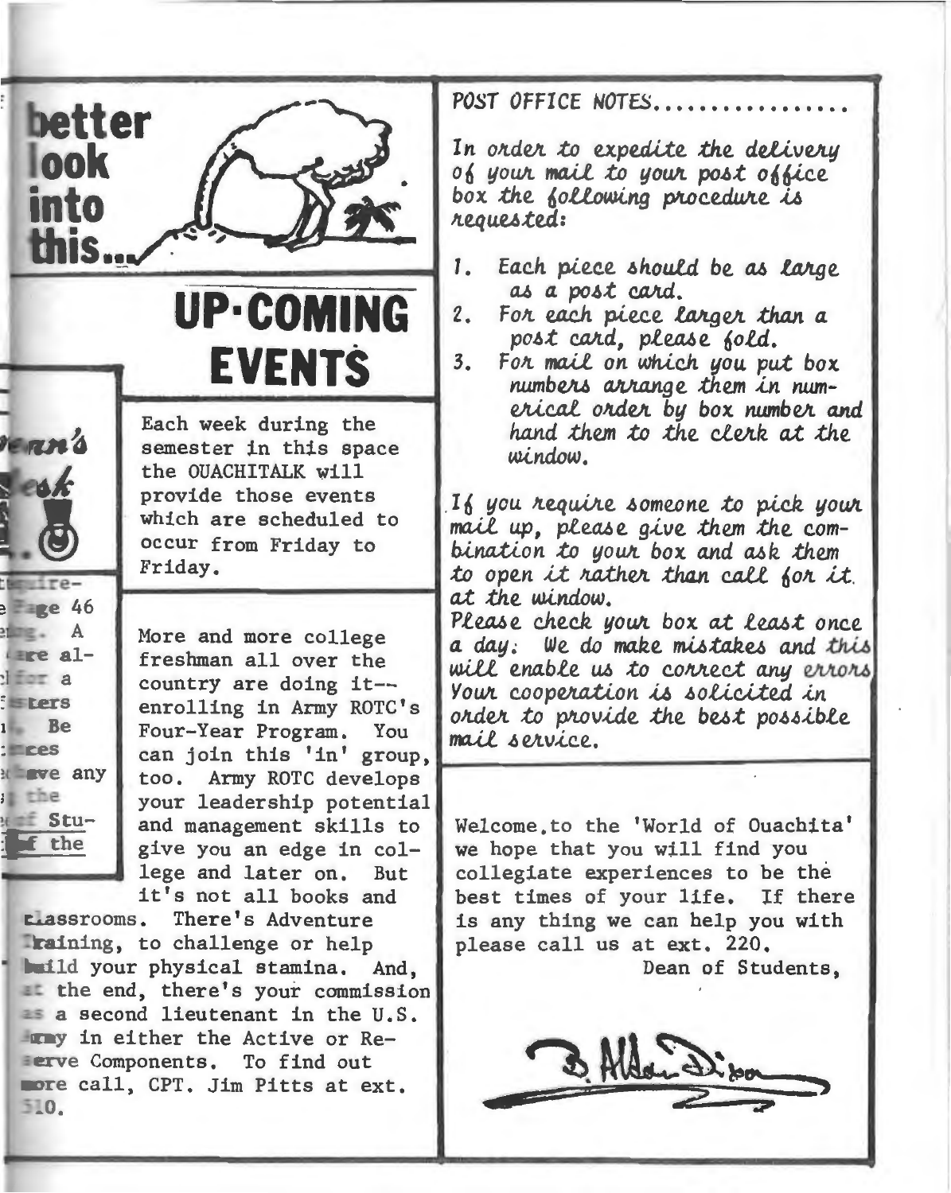better look into this...

## UP-COMING EVENTS

Each week during the semester in this space the OUACHITALK will provide those events which are scheduled to occur from Friday to Friday.

More and more college freshman all over the country are doing it--enrolling in Army ROTC's Four-Year Program. You can join this 'in' group, too. Army ROTC develops your leadership potential and management skills to give you an edge in college and later on. But it's not all books and classrooms. There's Adventure Training, to challenge or help build your physical stamina. And, at the end, there's your commission as a second lieutenant in the U.S. Army in either the Active or Reserve Components. To find out more call, CPT. Jim Pitts at ext. 510.

### POST OFFICE NOTES................

*In order to expedite the delivery of your mail to your post office box the following procedure is requested:*

1. *Each piece should be as large as a post card.*
2. *For each piece larger than a post card, please fold.*
3. *For mail on which you put box numbers arrange them in numerical order by box number and hand them to the clerk at the window.*

*If you require someone to pick your mail up, please give them the combination to your box and ask them to open it rather than call for it at the window.*
*Please check your box at least once a day. We do make mistakes and this will enable us to correct any errors. Your cooperation is solicited in order to provide the best possible mail service.*

Welcome to the 'World of Ouachita' we hope that you will find you collegiate experiences to be the best times of your life. If there is any thing we can help you with please call us at ext. 220.

Dean of Students,

B. Aldon Dixon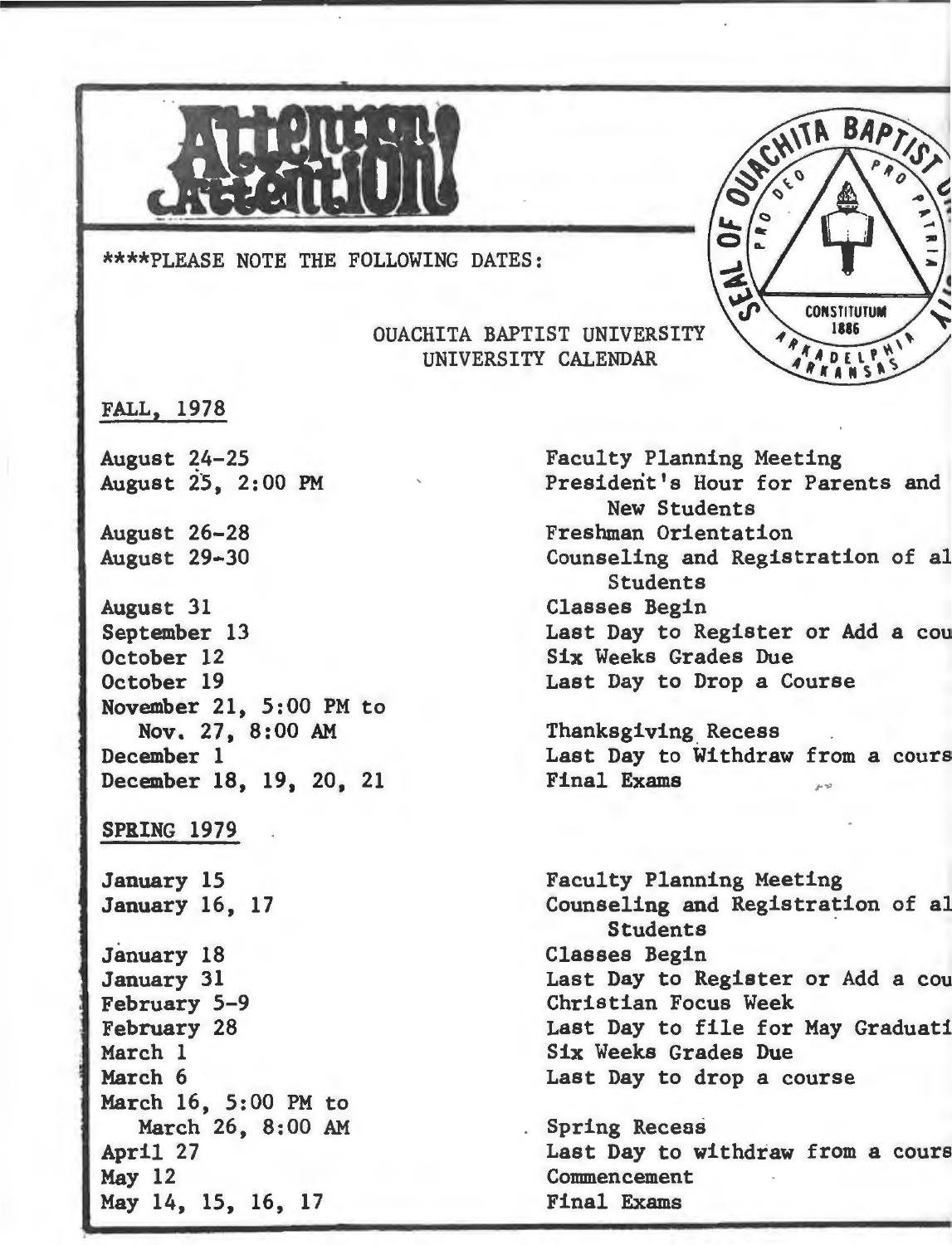# Attention! Attention!

****PLEASE NOTE THE FOLLOWING DATES:

OUACHITA BAPTIST UNIVERSITY
UNIVERSITY CALENDAR

SEAL OF OUACHITA BAPTIST UNIVERSITY
PRO DEO PRO PATRIA
CONSTITUTUM 1886
ARKADELPHIA ARKANSAS

## FALL, 1978

| | |
|---|---|
| August 24-25 | Faculty Planning Meeting |
| August 25, 2:00 PM | President's Hour for Parents and New Students |
| August 26-28 | Freshman Orientation |
| August 29-30 | Counseling and Registration of al Students |
| August 31 | Classes Begin |
| September 13 | Last Day to Register or Add a cou |
| October 12 | Six Weeks Grades Due |
| October 19 | Last Day to Drop a Course |
| November 21, 5:00 PM to Nov. 27, 8:00 AM | Thanksgiving Recess |
| December 1 | Last Day to Withdraw from a cours |
| December 18, 19, 20, 21 | Final Exams |

## SPRING 1979

| | |
|---|---|
| January 15 | Faculty Planning Meeting |
| January 16, 17 | Counseling and Registration of al Students |
| January 18 | Classes Begin |
| January 31 | Last Day to Register or Add a cou |
| February 5-9 | Christian Focus Week |
| February 28 | Last Day to file for May Graduati |
| March 1 | Six Weeks Grades Due |
| March 6 | Last Day to drop a course |
| March 16, 5:00 PM to March 26, 8:00 AM | Spring Recess |
| April 27 | Last Day to withdraw from a cours |
| May 12 | Commencement |
| May 14, 15, 16, 17 | Final Exams |